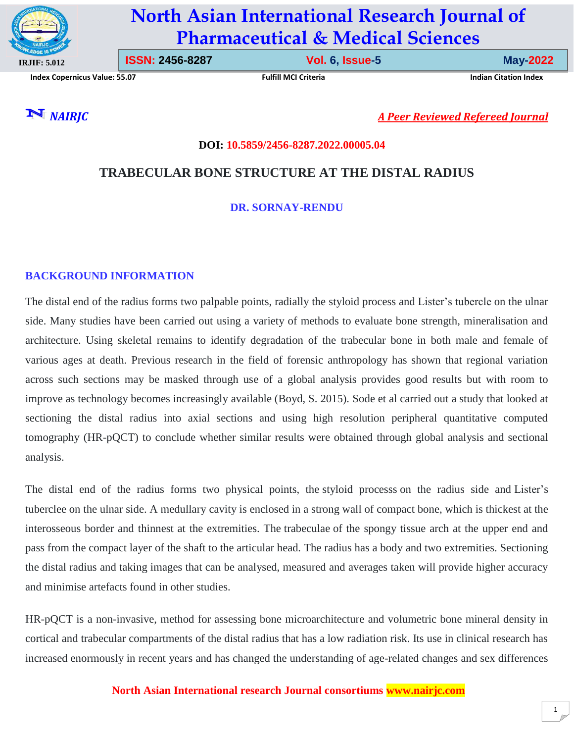**DOI: 10.5859/2456-8287.2022.00005.04**

# TRABECULAR BONE STRUCTURE AT THE DISTAL RADIUS

**DR. SORNAY-RENDU**

## BACKGROUND INFORMATION

The distal end of the radius forms two palpable points, radially the styloid process and Lister's tubercle on the ulnar side. Many studies have been carried out using a variety of methods to evaluate bone strength, mineralisation and architecture. Using skeletal remains to identify degradation of the trabecular bone in both male and female of various ages at death. Previous research in the field of forensic anthropology has shown that regional variation across such sections may be masked through use of a global analysis provides good results but with room to improve as technology becomes increasingly available (Boyd, S. 2015). Sode et al carried out a study that looked at sectioning the distal radius into axial sections and using high resolution peripheral quantitative computed tomography (HR-pQCT) to conclude whether similar results were obtained through global analysis and sectional analysis.

The distal end of the radius forms two physical points, the styloid processs on the radius side and Lister's tuberclee on the ulnar side. A medullary cavity is enclosed in a strong wall of compact bone, which is thickest at the interosseous border and thinnest at the extremities. The trabeculae of the spongy tissue arch at the upper end and pass from the compact layer of the shaft to the articular head. The radius has a body and two extremities. Sectioning the distal radius and taking images that can be analysed, measured and averages taken will provide higher accuracy and minimise artefacts found in other studies.

HR-pQCT is a non-invasive, method for assessing bone microarchitecture and volumetric bone mineral density in cortical and trabecular compartments of the distal radius that has a low radiation risk. Its use in clinical research has increased enormously in recent years and has changed the understanding of age-related changes and sex differences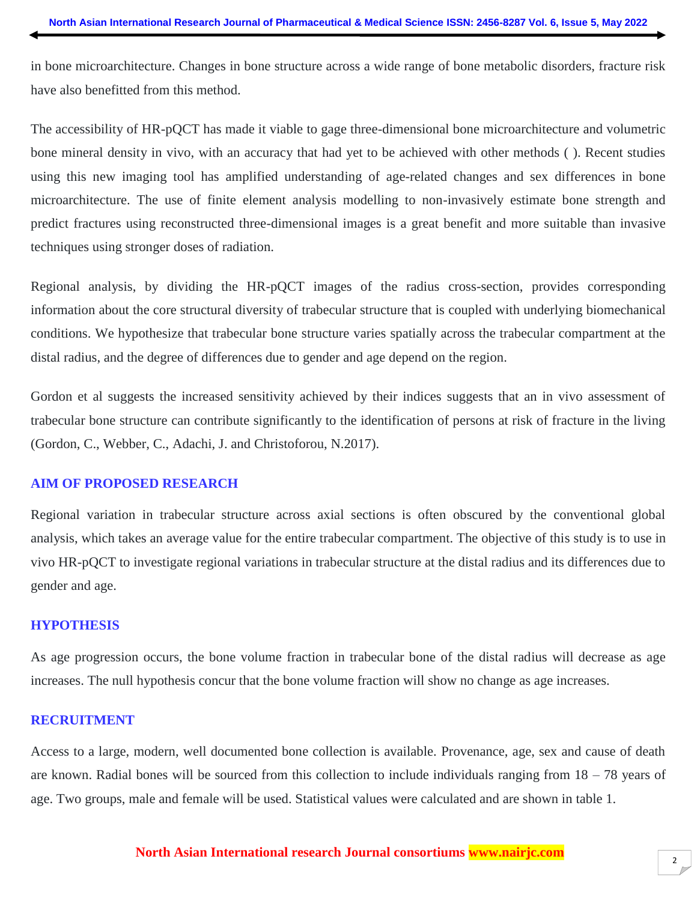in bone microarchitecture. Changes in bone structure across a wide range of bone metabolic disorders, fracture risk have also benefitted from this method.

The accessibility of HR-pQCT has made it viable to gage three-dimensional bone microarchitecture and volumetric bone mineral density in vivo, with an accuracy that had yet to be achieved with other methods ( ). Recent studies using this new imaging tool has amplified understanding of age-related changes and sex differences in bone microarchitecture. The use of finite element analysis modelling to non-invasively estimate bone strength and predict fractures using reconstructed three-dimensional images is a great benefit and more suitable than invasive techniques using stronger doses of radiation.

Regional analysis, by dividing the HR-pQCT images of the radius cross-section, provides corresponding information about the core structural diversity of trabecular structure that is coupled with underlying biomechanical conditions. We hypothesize that trabecular bone structure varies spatially across the trabecular compartment at the distal radius, and the degree of differences due to gender and age depend on the region.

Gordon et al suggests the increased sensitivity achieved by their indices suggests that an in vivo assessment of trabecular bone structure can contribute significantly to the identification of persons at risk of fracture in the living (Gordon, C., Webber, C., Adachi, J. and Christoforou, N.2017).

## AIM OF PROPOSED RESEARCH

Regional variation in trabecular structure across axial sections is often obscured by the conventional global analysis, which takes an average value for the entire trabecular compartment. The objective of this study is to use in vivo HR-pQCT to investigate regional variations in trabecular structure at the distal radius and its differences due to gender and age.

## HYPOTHESIS

As age progression occurs, the bone volume fraction in trabecular bone of the distal radius will decrease as age increases. The null hypothesis concur that the bone volume fraction will show no change as age increases.

## RECRUITMENT

Access to a large, modern, well documented bone collection is available. Provenance, age, sex and cause of death are known. Radial bones will be sourced from this collection to include individuals ranging from 18 – 78 years of age. Two groups, male and female will be used. Statistical values were calculated and are shown in table 1.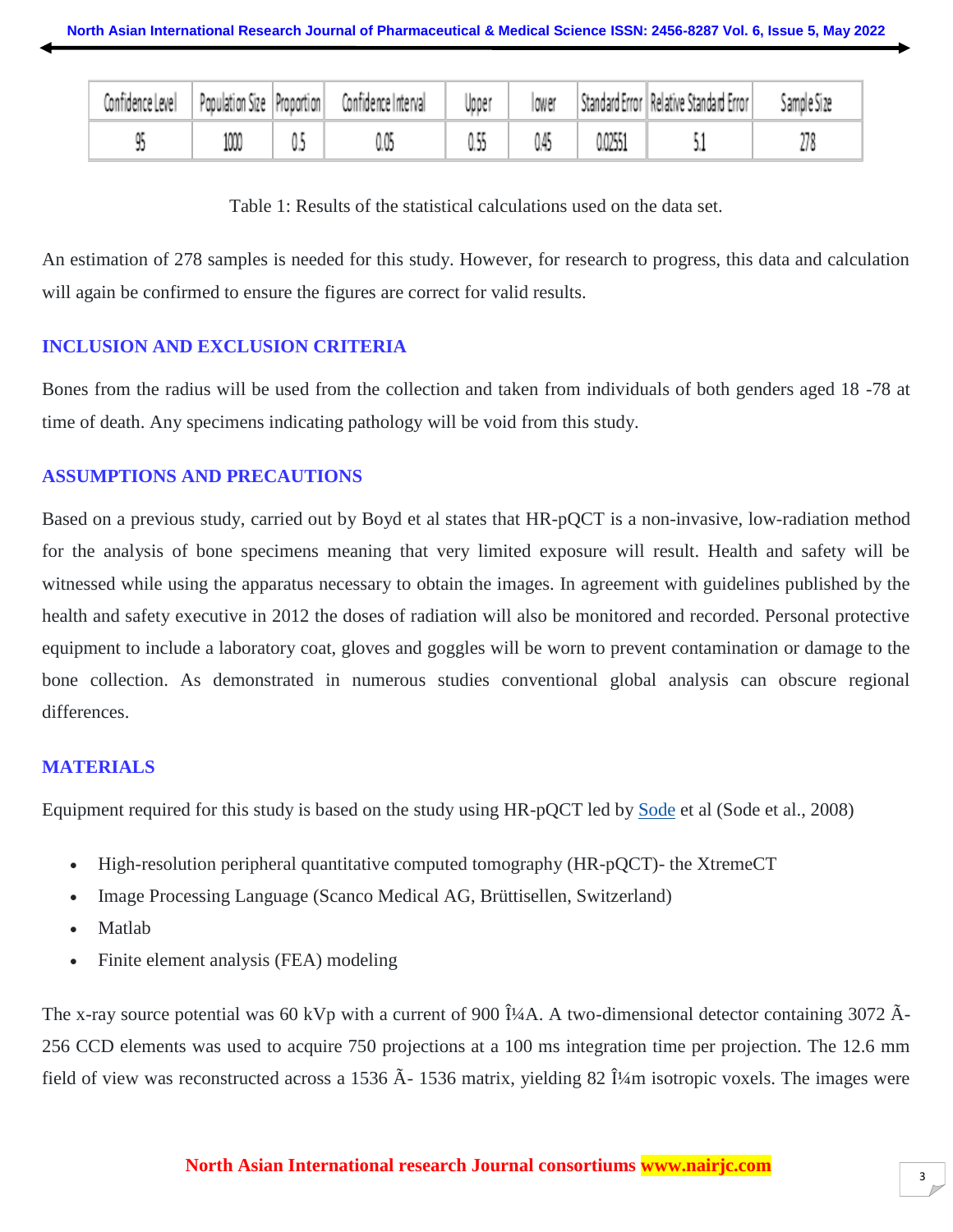| Confidence Level | Population Size | Proportion | Confidence Interval | Upper | lower | Standard Error | Relative Standard Error | Sample Size |
|---|---|---|---|---|---|---|---|---|
| 95 | 1000 | 0.5 | 0.05 | 0.55 | 0.45 | 0.02551 | 5.1 | 278 |

Table 1: Results of the statistical calculations used on the data set.

An estimation of 278 samples is needed for this study. However, for research to progress, this data and calculation will again be confirmed to ensure the figures are correct for valid results.

## INCLUSION AND EXCLUSION CRITERIA

Bones from the radius will be used from the collection and taken from individuals of both genders aged 18 -78 at time of death. Any specimens indicating pathology will be void from this study.

## ASSUMPTIONS AND PRECAUTIONS

Based on a previous study, carried out by Boyd et al states that HR-pQCT is a non-invasive, low-radiation method for the analysis of bone specimens meaning that very limited exposure will result. Health and safety will be witnessed while using the apparatus necessary to obtain the images. In agreement with guidelines published by the health and safety executive in 2012 the doses of radiation will also be monitored and recorded. Personal protective equipment to include a laboratory coat, gloves and goggles will be worn to prevent contamination or damage to the bone collection. As demonstrated in numerous studies conventional global analysis can obscure regional differences.

## MATERIALS

Equipment required for this study is based on the study using HR-pQCT led by Sode et al (Sode et al., 2008)

- High-resolution peripheral quantitative computed tomography (HR-pQCT)- the XtremeCT
- Image Processing Language (Scanco Medical AG, Brüttisellen, Switzerland)
- Matlab
- Finite element analysis (FEA) modeling

The x-ray source potential was 60 kVp with a current of 900 Î¼A. A two-dimensional detector containing 3072 Ã- 256 CCD elements was used to acquire 750 projections at a 100 ms integration time per projection. The 12.6 mm field of view was reconstructed across a 1536 Ã- 1536 matrix, yielding 82 Î¼m isotropic voxels. The images were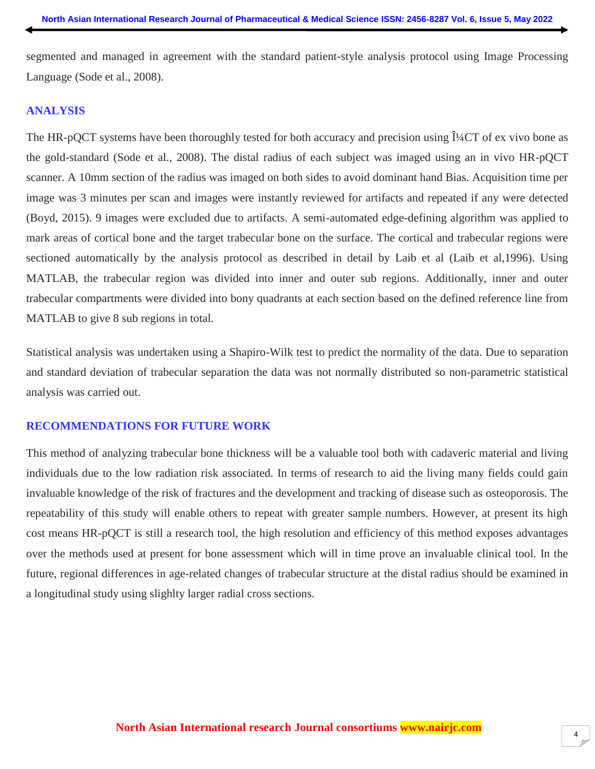segmented and managed in agreement with the standard patient-style analysis protocol using Image Processing Language (Sode et al., 2008).

## ANALYSIS

The HR-pQCT systems have been thoroughly tested for both accuracy and precision using Î¼CT of ex vivo bone as the gold-standard (Sode et al., 2008). The distal radius of each subject was imaged using an in vivo HR-pQCT scanner. A 10mm section of the radius was imaged on both sides to avoid dominant hand Bias. Acquisition time per image was 3 minutes per scan and images were instantly reviewed for artifacts and repeated if any were detected (Boyd, 2015). 9 images were excluded due to artifacts. A semi-automated edge-defining algorithm was applied to mark areas of cortical bone and the target trabecular bone on the surface. The cortical and trabecular regions were sectioned automatically by the analysis protocol as described in detail by Laib et al (Laib et al,1996). Using MATLAB, the trabecular region was divided into inner and outer sub regions. Additionally, inner and outer trabecular compartments were divided into bony quadrants at each section based on the defined reference line from MATLAB to give 8 sub regions in total.

Statistical analysis was undertaken using a Shapiro-Wilk test to predict the normality of the data. Due to separation and standard deviation of trabecular separation the data was not normally distributed so non-parametric statistical analysis was carried out.

## RECOMMENDATIONS FOR FUTURE WORK

This method of analyzing trabecular bone thickness will be a valuable tool both with cadaveric material and living individuals due to the low radiation risk associated. In terms of research to aid the living many fields could gain invaluable knowledge of the risk of fractures and the development and tracking of disease such as osteoporosis. The repeatability of this study will enable others to repeat with greater sample numbers. However, at present its high cost means HR-pQCT is still a research tool, the high resolution and efficiency of this method exposes advantages over the methods used at present for bone assessment which will in time prove an invaluable clinical tool. In the future, regional differences in age-related changes of trabecular structure at the distal radius should be examined in a longitudinal study using slighlty larger radial cross sections.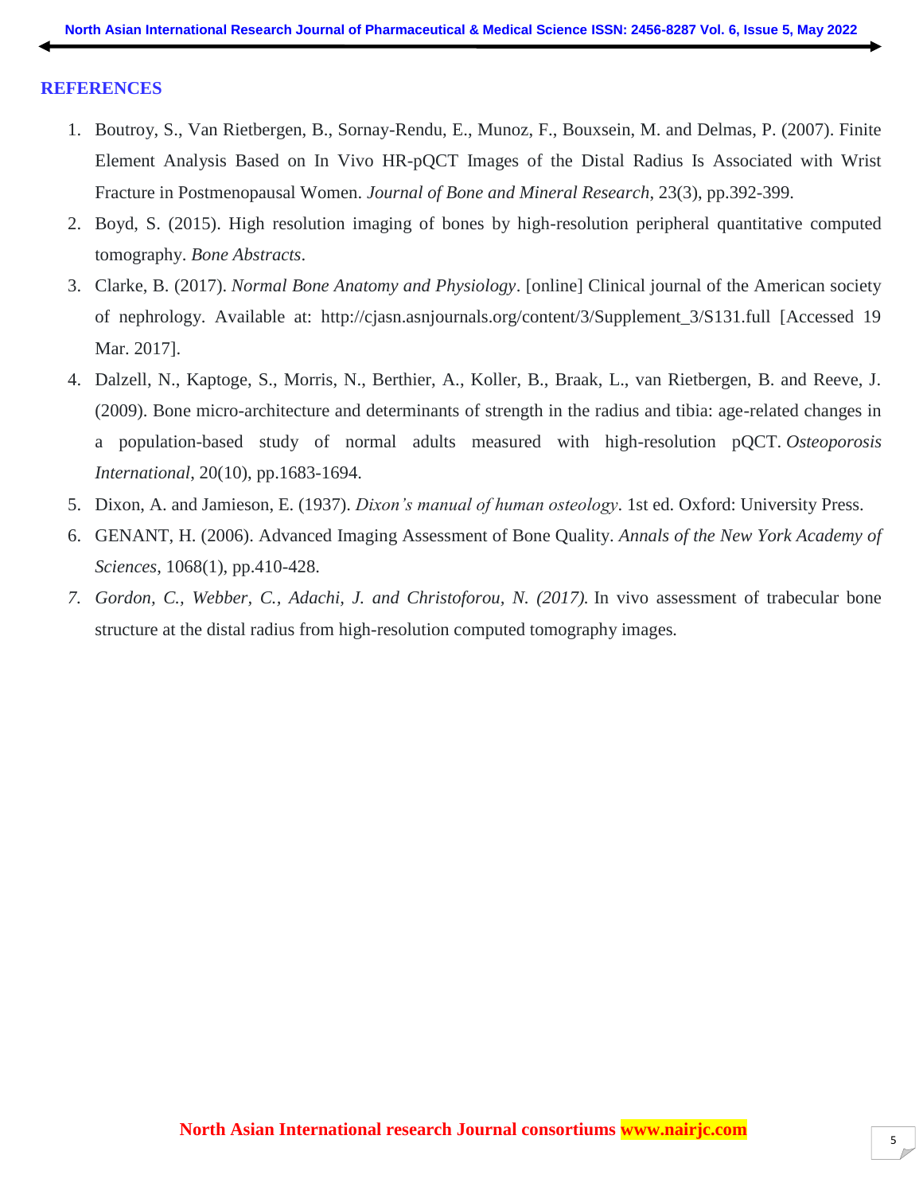## REFERENCES

1. Boutroy, S., Van Rietbergen, B., Sornay-Rendu, E., Munoz, F., Bouxsein, M. and Delmas, P. (2007). Finite Element Analysis Based on In Vivo HR-pQCT Images of the Distal Radius Is Associated with Wrist Fracture in Postmenopausal Women. *Journal of Bone and Mineral Research*, 23(3), pp.392-399.
2. Boyd, S. (2015). High resolution imaging of bones by high-resolution peripheral quantitative computed tomography. *Bone Abstracts*.
3. Clarke, B. (2017). *Normal Bone Anatomy and Physiology*. [online] Clinical journal of the American society of nephrology. Available at: http://cjasn.asnjournals.org/content/3/Supplement_3/S131.full [Accessed 19 Mar. 2017].
4. Dalzell, N., Kaptoge, S., Morris, N., Berthier, A., Koller, B., Braak, L., van Rietbergen, B. and Reeve, J. (2009). Bone micro-architecture and determinants of strength in the radius and tibia: age-related changes in a population-based study of normal adults measured with high-resolution pQCT. *Osteoporosis International*, 20(10), pp.1683-1694.
5. Dixon, A. and Jamieson, E. (1937). *Dixon's manual of human osteology*. 1st ed. Oxford: University Press.
6. GENANT, H. (2006). Advanced Imaging Assessment of Bone Quality. *Annals of the New York Academy of Sciences*, 1068(1), pp.410-428.
7. *Gordon, C., Webber, C., Adachi, J. and Christoforou, N. (2017).* In vivo assessment of trabecular bone structure at the distal radius from high-resolution computed tomography images.